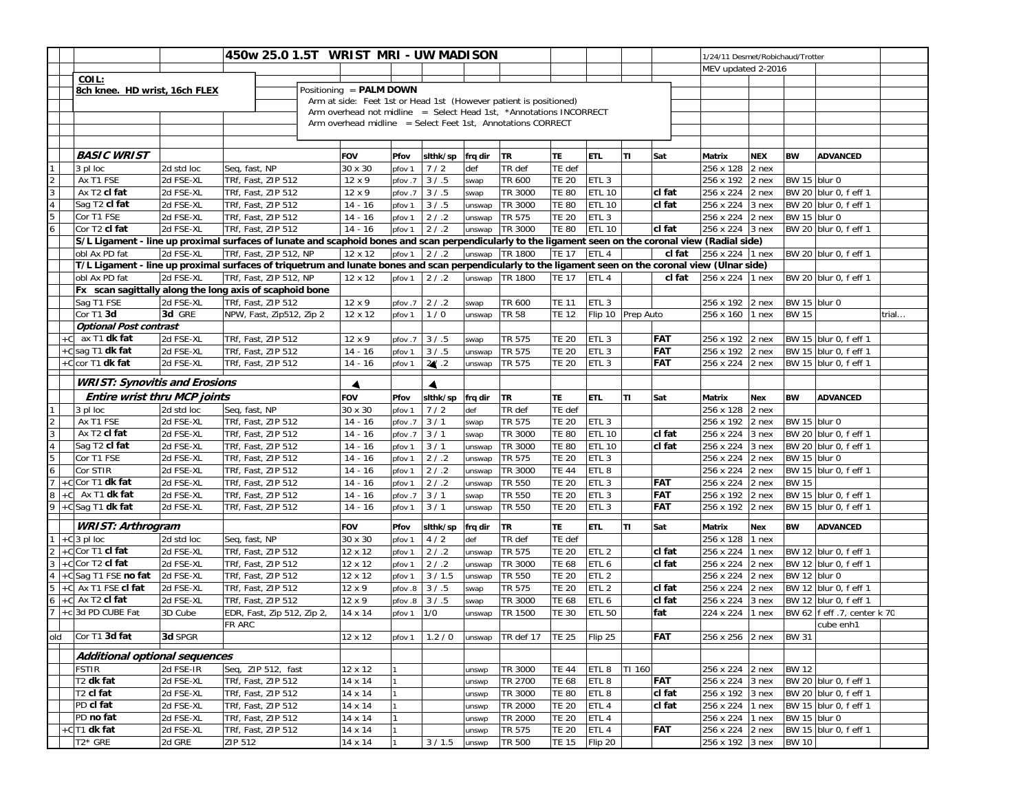# 450w 25.0 1.5T WRIST MRI - UW MADISON

1/24/11 Desmet/Robichaud/Trotter

MEV updated 2-2016

**COIL:**
**8ch knee. HD wrist, 16ch FLEX**

Positioning = **PALM DOWN**
Arm at side: Feet 1st or Head 1st (However patient is positioned)
Arm overhead not midline = Select Head 1st, *Annotations INCORRECT
Arm overhead midline = Select Feet 1st, Annotations CORRECT

| # | | ***BASIC WRIST*** | | | FOV | Pfov | slthk/sp | frq dir | TR | TE | ETL | TI | Sat | Matrix | NEX | BW | ADVANCED | |
|---|---|---|---|---|---|---|---|---|---|---|---|---|---|---|---|---|---|---|
| 1 | | 3 pl loc | 2d std loc | Seq, fast, NP | 30 x 30 | pfov 1 | 7 / 2 | def | TR def | TE def | | | | 256 x 128 | 2 nex | | | |
| 2 | | Ax T1 FSE | 2d FSE-XL | TRf, Fast, ZIP 512 | 12 x 9 | pfov .7 | 3 / .5 | swap | TR 600 | TE 20 | ETL 3 | | | 256 x 192 | 2 nex | BW 15 | blur 0 | |
| 3 | | Ax T2 **cl fat** | 2d FSE-XL | TRf, Fast, ZIP 512 | 12 x 9 | pfov .7 | 3 / .5 | swap | TR 3000 | TE 80 | ETL 10 | | **cl fat** | 256 x 224 | 2 nex | BW 20 | blur 0, f eff 1 | |
| 4 | | Sag T2 **cl fat** | 2d FSE-XL | TRf, Fast, ZIP 512 | 14 - 16 | pfov 1 | 3 / .5 | unswap | TR 3000 | TE 80 | ETL 10 | | **cl fat** | 256 x 224 | 3 nex | BW 20 | blur 0, f eff 1 | |
| 5 | | Cor T1 FSE | 2d FSE-XL | TRf, Fast, ZIP 512 | 14 - 16 | pfov 1 | 2 / .2 | unswap | TR 575 | TE 20 | ETL 3 | | | 256 x 224 | 2 nex | BW 15 | blur 0 | |
| 6 | | Cor T2 **cl fat** | 2d FSE-XL | TRf, Fast, ZIP 512 | 14 - 16 | pfov 1 | 2 / .2 | unswap | TR 3000 | TE 80 | ETL 10 | | **cl fat** | 256 x 224 | 3 nex | BW 20 | blur 0, f eff 1 | |
| | | **S/L Ligament - line up proximal surfaces of lunate and scaphoid bones and scan perpendicularly to the ligament seen on the coronal view (Radial side)** | | | | | | | | | | | | | | | | |
| | | obl Ax PD fat | 2d FSE-XL | TRf, Fast, ZIP 512, NP | 12 x 12 | pfov 1 | 2 / .2 | unswap | TR 1800 | TE 17 | ETL 4 | | **cl fat** | 256 x 224 | 1 nex | BW 20 | blur 0, f eff 1 | |
| | | **T/L Ligament - line up proximal surfaces of triquetrum and lunate bones and scan perpendicularly to the ligament seen on the coronal view (Ulnar side)** | | | | | | | | | | | | | | | | |
| | | obl Ax PD fat | 2d FSE-XL | TRf, Fast, ZIP 512, NP | 12 x 12 | pfov 1 | 2 / .2 | unswap | TR 1800 | TE 17 | ETL 4 | | **cl fat** | 256 x 224 | 1 nex | BW 20 | blur 0, f eff 1 | |
| | | **Fx scan sagittally along the long axis of scaphoid bone** | | | | | | | | | | | | | | | | |
| | | Sag T1 FSE | 2d FSE-XL | TRf, Fast, ZIP 512 | 12 x 9 | pfov .7 | 2 / .2 | swap | TR 600 | TE 11 | ETL 3 | | | 256 x 192 | 2 nex | BW 15 | blur 0 | |
| | | Cor T1 **3d** | **3d** GRE | NPW, Fast, Zip512, Zip 2 | 12 x 12 | pfov 1 | 1 / 0 | unswap | TR 58 | TE 12 | Flip 10 | Prep Auto | | 256 x 160 | 1 nex | BW 15 | | trial... |
| | | ***Optional Post contrast*** | | | | | | | | | | | | | | | | |
| | +C | ax T1 **dk fat** | 2d FSE-XL | TRf, Fast, ZIP 512 | 12 x 9 | pfov .7 | 3 / .5 | swap | TR 575 | TE 20 | ETL 3 | | **FAT** | 256 x 192 | 2 nex | BW 15 | blur 0, f eff 1 | |
| | +C | sag T1 **dk fat** | 2d FSE-XL | TRf, Fast, ZIP 512 | 14 - 16 | pfov 1 | 3 / .5 | unswap | TR 575 | TE 20 | ETL 3 | | **FAT** | 256 x 192 | 2 nex | BW 15 | blur 0, f eff 1 | |
| | +C | cor T1 **dk fat** | 2d FSE-XL | TRf, Fast, ZIP 512 | 14 - 16 | pfov 1 | 2 / .2 | unswap | TR 575 | TE 20 | ETL 3 | | **FAT** | 256 x 224 | 2 nex | BW 15 | blur 0, f eff 1 | |

| # | | ***WRIST: Synovitis and Erosions*** | | | | | | | | | | | | | | | |
|---|---|---|---|---|---|---|---|---|---|---|---|---|---|---|---|---|---|
| | | ***Entire wrist thru MCP joints*** | | | FOV | Pfov | slthk/sp | frq dir | TR | TE | ETL | TI | Sat | Matrix | Nex | BW | ADVANCED |
| 1 | | 3 pl loc | 2d std loc | Seq, fast, NP | 30 x 30 | pfov 1 | 7 / 2 | def | TR def | TE def | | | | 256 x 128 | 2 nex | | |
| 2 | | Ax T1 FSE | 2d FSE-XL | TRf, Fast, ZIP 512 | 14 - 16 | pfov .7 | 3 / 1 | swap | TR 575 | TE 20 | ETL 3 | | | 256 x 192 | 2 nex | BW 15 | blur 0 |
| 3 | | Ax T2 **cl fat** | 2d FSE-XL | TRf, Fast, ZIP 512 | 14 - 16 | pfov .7 | 3 / 1 | swap | TR 3000 | TE 80 | ETL 10 | | **cl fat** | 256 x 224 | 3 nex | BW 20 | blur 0, f eff 1 |
| 4 | | Sag T2 **cl fat** | 2d FSE-XL | TRf, Fast, ZIP 512 | 14 - 16 | pfov 1 | 3 / 1 | unswap | TR 3000 | TE 80 | ETL 10 | | **cl fat** | 256 x 224 | 3 nex | BW 20 | blur 0, f eff 1 |
| 5 | | Cor T1 FSE | 2d FSE-XL | TRf, Fast, ZIP 512 | 14 - 16 | pfov 1 | 2 / .2 | unswap | TR 575 | TE 20 | ETL 3 | | | 256 x 224 | 2 nex | BW 15 | blur 0 |
| 6 | | Cor STIR | 2d FSE-XL | TRf, Fast, ZIP 512 | 14 - 16 | pfov 1 | 2 / .2 | unswap | TR 3000 | TE 44 | ETL 8 | | | 256 x 224 | 2 nex | BW 15 | blur 0, f eff 1 |
| 7 | +C | Cor T1 **dk fat** | 2d FSE-XL | TRf, Fast, ZIP 512 | 14 - 16 | pfov 1 | 2 / .2 | unswap | TR 550 | TE 20 | ETL 3 | | **FAT** | 256 x 224 | 2 nex | BW 15 | |
| 8 | +C | Ax T1 **dk fat** | 2d FSE-XL | TRf, Fast, ZIP 512 | 14 - 16 | pfov .7 | 3 / 1 | swap | TR 550 | TE 20 | ETL 3 | | **FAT** | 256 x 192 | 2 nex | BW 15 | blur 0, f eff 1 |
| 9 | +C | Sag T1 **dk fat** | 2d FSE-XL | TRf, Fast, ZIP 512 | 14 - 16 | pfov 1 | 3 / 1 | unswap | TR 550 | TE 20 | ETL 3 | | **FAT** | 256 x 192 | 2 nex | BW 15 | blur 0, f eff 1 |

| # | | ***WRIST: Arthrogram*** | | | FOV | Pfov | slthk/sp | frq dir | TR | TE | ETL | TI | Sat | Matrix | Nex | BW | ADVANCED |
|---|---|---|---|---|---|---|---|---|---|---|---|---|---|---|---|---|---|
| 1 | +C | 3 pl loc | 2d std loc | Seq, fast, NP | 30 x 30 | pfov 1 | 4 / 2 | def | TR def | TE def | | | | 256 x 128 | 1 nex | | |
| 2 | +C | Cor T1 **cl fat** | 2d FSE-XL | TRf, Fast, ZIP 512 | 12 x 12 | pfov 1 | 2 / .2 | unswap | TR 575 | TE 20 | ETL 2 | | **cl fat** | 256 x 224 | 1 nex | BW 12 | blur 0, f eff 1 |
| 3 | +C | Cor T2 **cl fat** | 2d FSE-XL | TRf, Fast, ZIP 512 | 12 x 12 | pfov 1 | 2 / .2 | unswap | TR 3000 | TE 68 | ETL 6 | | **cl fat** | 256 x 224 | 2 nex | BW 12 | blur 0, f eff 1 |
| 4 | +C | Sag T1 FSE **no fat** | 2d FSE-XL | TRf, Fast, ZIP 512 | 12 x 12 | pfov 1 | 3 / 1.5 | unswap | TR 550 | TE 20 | ETL 2 | | | 256 x 224 | 2 nex | BW 12 | blur 0 |
| 5 | +C | Ax T1 FSE **cl fat** | 2d FSE-XL | TRf, Fast, ZIP 512 | 12 x 9 | pfov .8 | 3 / .5 | swap | TR 575 | TE 20 | ETL 2 | | **cl fat** | 256 x 224 | 2 nex | BW 12 | blur 0, f eff 1 |
| 6 | +C | Ax T2 **cl fat** | 2d FSE-XL | TRf, Fast, ZIP 512 | 12 x 9 | pfov .8 | 3 / .5 | swap | TR 3000 | TE 68 | ETL 6 | | **cl fat** | 256 x 224 | 3 nex | BW 12 | blur 0, f eff 1 |
| 7 | +c | 3d PD CUBE Fat | 3D Cube | EDR, Fast, Zip 512, Zip 2, | 14 x 14 | pfov 1 | 1/0 | unswap | TR 1500 | TE 30 | ETL 50 | | **fat** | 224 x 224 | 1 nex | BW 62 | f eff .7, center k 70 |
| | | | | FR ARC | | | | | | | | | | | | | cube enh1 |
| old | | Cor T1 **3d fat** | **3d** SPGR | | 12 x 12 | pfov 1 | 1.2 / 0 | unswap | TR def 17 | TE 25 | Flip 25 | | **FAT** | 256 x 256 | 2 nex | BW 31 | |

| | ***Additional optional sequences*** | | | | | | | | | | | | | | | |
|---|---|---|---|---|---|---|---|---|---|---|---|---|---|---|---|---|
| | FSTIR | 2d FSE-IR | Seq, ZIP 512, fast | 12 x 12 | 1 | | unswp | TR 3000 | TE 44 | ETL 8 | TI 160 | | 256 x 224 | 2 nex | BW 12 | |
| | T2 **dk fat** | 2d FSE-XL | TRf, Fast, ZIP 512 | 14 x 14 | 1 | | unswp | TR 2700 | TE 68 | ETL 8 | | **FAT** | 256 x 224 | 3 nex | BW 20 | blur 0, f eff 1 |
| | T2 **cl fat** | 2d FSE-XL | TRf, Fast, ZIP 512 | 14 x 14 | 1 | | unswp | TR 3000 | TE 80 | ETL 8 | | **cl fat** | 256 x 192 | 3 nex | BW 20 | blur 0, f eff 1 |
| | PD **cl fat** | 2d FSE-XL | TRf, Fast, ZIP 512 | 14 x 14 | 1 | | unswp | TR 2000 | TE 20 | ETL 4 | | **cl fat** | 256 x 224 | 1 nex | BW 15 | blur 0, f eff 1 |
| | PD **no fat** | 2d FSE-XL | TRf, Fast, ZIP 512 | 14 x 14 | 1 | | unswp | TR 2000 | TE 20 | ETL 4 | | | 256 x 224 | 1 nex | BW 15 | blur 0 |
| +C | T1 **dk fat** | 2d FSE-XL | TRf, Fast, ZIP 512 | 14 x 14 | 1 | | unswp | TR 575 | TE 20 | ETL 4 | | **FAT** | 256 x 224 | 2 nex | BW 15 | blur 0, f eff 1 |
| | T2* GRE | 2d GRE | ZIP 512 | 14 x 14 | 1 | 3 / 1.5 | unswp | TR 500 | TE 15 | Flip 20 | | | 256 x 192 | 3 nex | BW 10 | |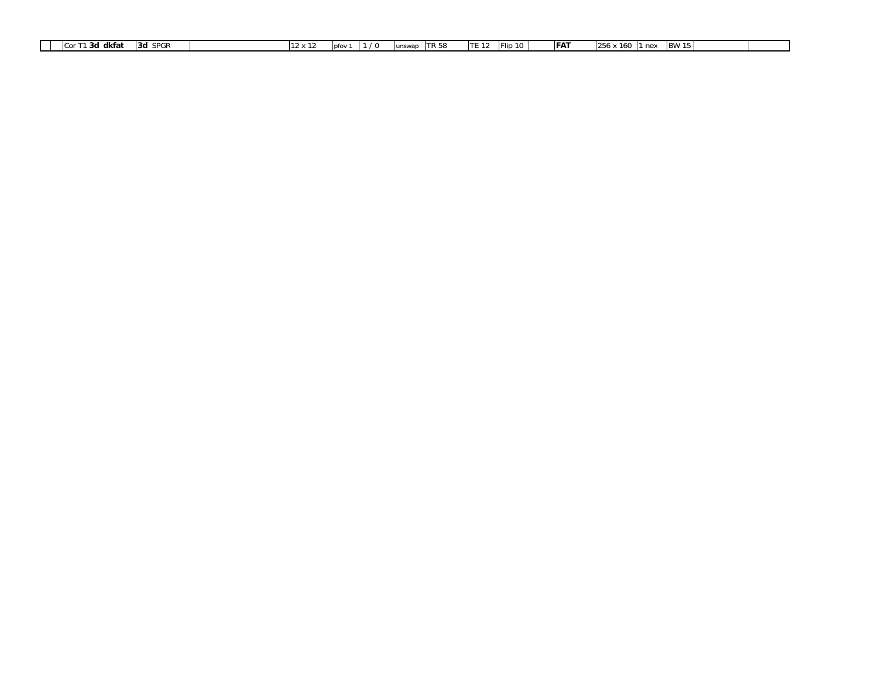| | | | | | | | | | | | | | | | | | | | |
|---|---|---|---|---|---|---|---|---|---|---|---|---|---|---|---|---|---|---|---|
| | | Cor T1 **3d dkfat** | **3d** SPGR | | 12 x 12 | pfov 1 | 1 / 0 | unswap | TR 58 | TE 12 | Flip 10 | | **FAT** | 256 x 160 | 1 nex | BW 15 | | |